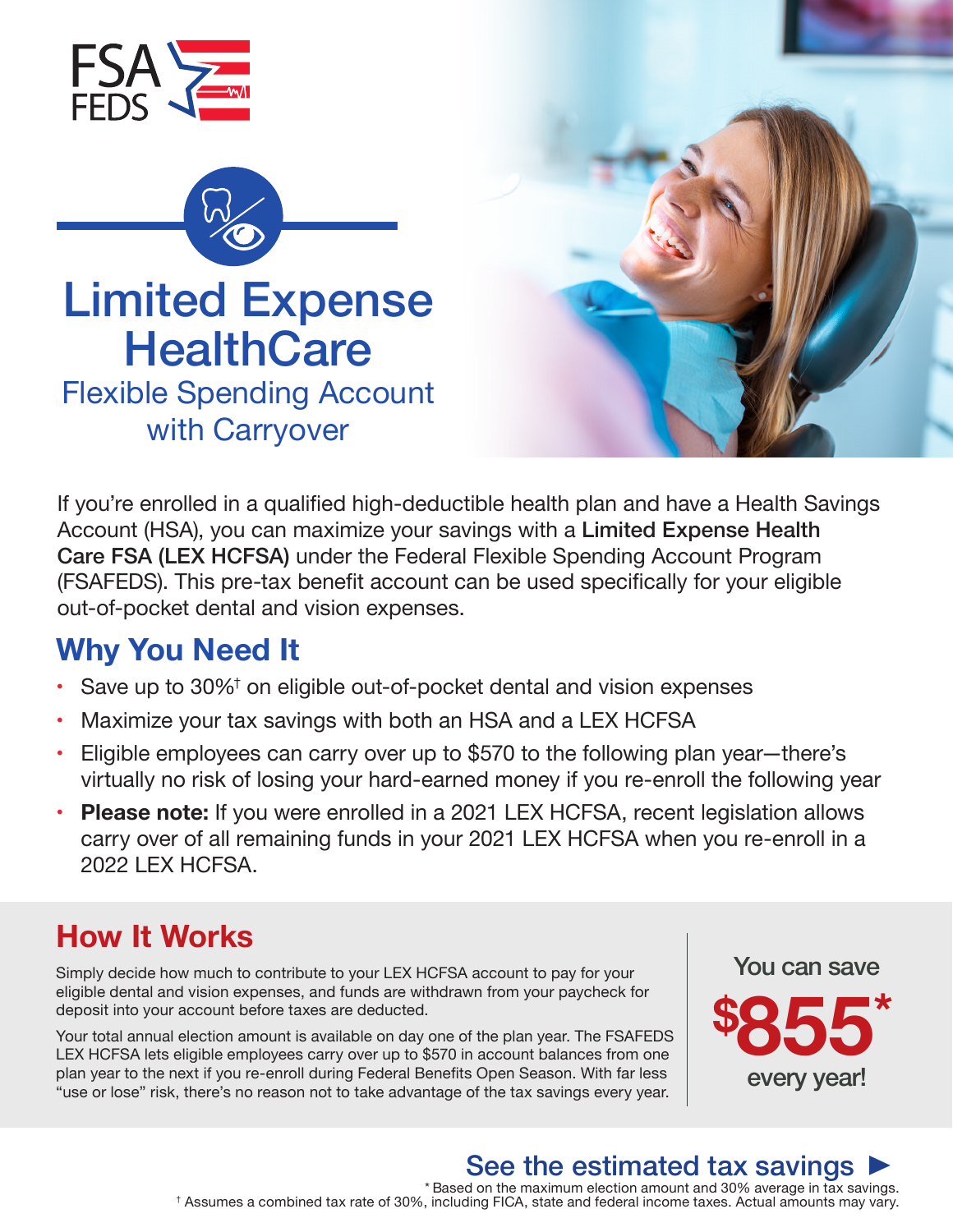FSA FEDS

# Limited Expense HealthCare

## Flexible Spending Account with Carryover

If you're enrolled in a qualified high-deductible health plan and have a Health Savings Account (HSA), you can maximize your savings with a **Limited Expense Health Care FSA (LEX HCFSA)** under the Federal Flexible Spending Account Program (FSAFEDS). This pre-tax benefit account can be used specifically for your eligible out-of-pocket dental and vision expenses.

## Why You Need It

- Save up to 30%† on eligible out-of-pocket dental and vision expenses
- Maximize your tax savings with both an HSA and a LEX HCFSA
- Eligible employees can carry over up to $570 to the following plan year—there's virtually no risk of losing your hard-earned money if you re-enroll the following year
- **Please note:** If you were enrolled in a 2021 LEX HCFSA, recent legislation allows carry over of all remaining funds in your 2021 LEX HCFSA when you re-enroll in a 2022 LEX HCFSA.

## How It Works

Simply decide how much to contribute to your LEX HCFSA account to pay for your eligible dental and vision expenses, and funds are withdrawn from your paycheck for deposit into your account before taxes are deducted.

Your total annual election amount is available on day one of the plan year. The FSAFEDS LEX HCFSA lets eligible employees carry over up to $570 in account balances from one plan year to the next if you re-enroll during Federal Benefits Open Season. With far less "use or lose" risk, there's no reason not to take advantage of the tax savings every year.

You can save **$855*** every year!

**See the estimated tax savings ►**

\* Based on the maximum election amount and 30% average in tax savings.

† Assumes a combined tax rate of 30%, including FICA, state and federal income taxes. Actual amounts may vary.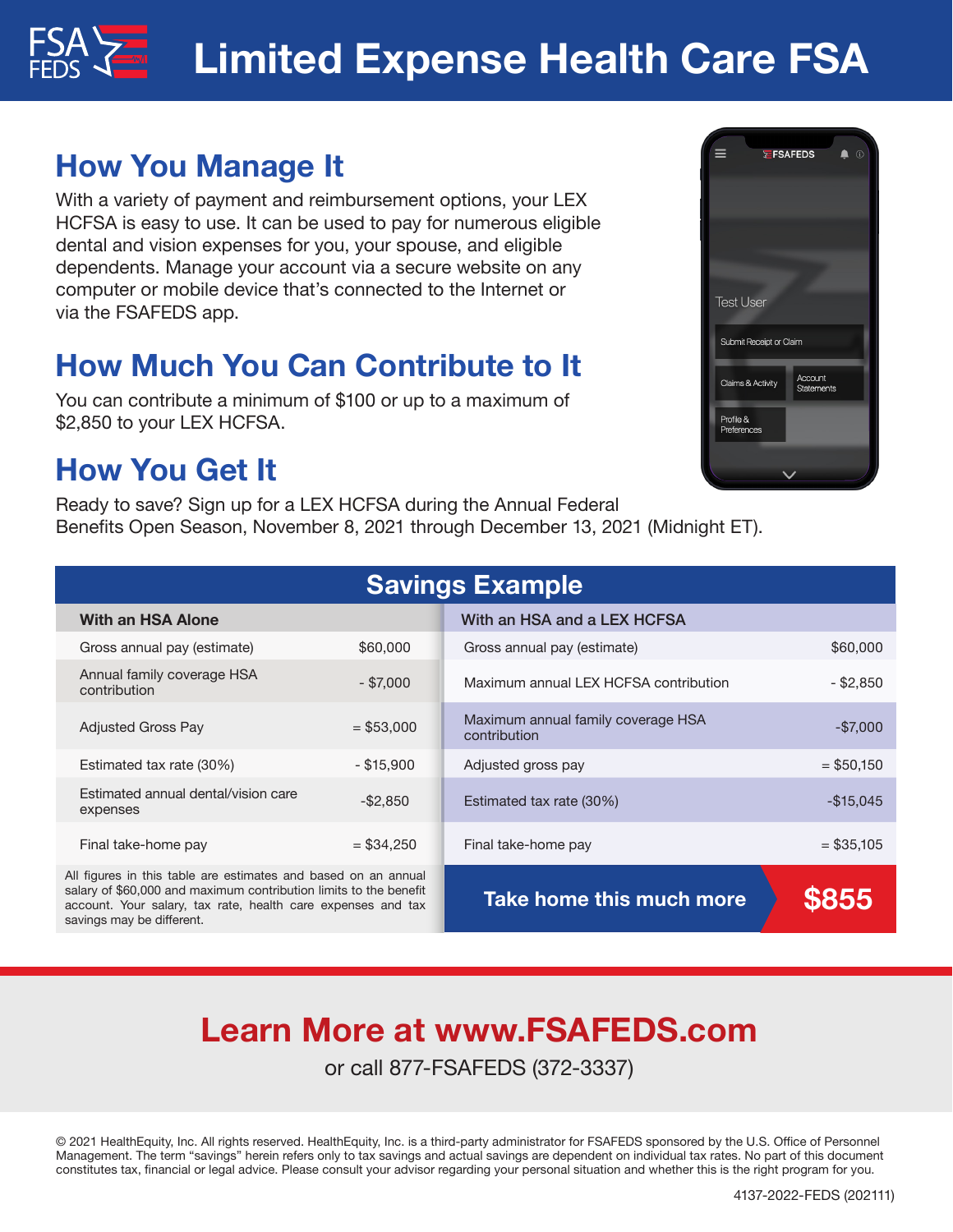# Limited Expense Health Care FSA

## How You Manage It

With a variety of payment and reimbursement options, your LEX HCFSA is easy to use. It can be used to pay for numerous eligible dental and vision expenses for you, your spouse, and eligible dependents. Manage your account via a secure website on any computer or mobile device that's connected to the Internet or via the FSAFEDS app.

## How Much You Can Contribute to It

You can contribute a minimum of $100 or up to a maximum of $2,850 to your LEX HCFSA.

## How You Get It

Ready to save? Sign up for a LEX HCFSA during the Annual Federal Benefits Open Season, November 8, 2021 through December 13, 2021 (Midnight ET).

## Savings Example

| With an HSA Alone | | With an HSA and a LEX HCFSA | |
|---|---|---|---|
| Gross annual pay (estimate) | $60,000 | Gross annual pay (estimate) | $60,000 |
| Annual family coverage HSA contribution | - $7,000 | Maximum annual LEX HCFSA contribution | - $2,850 |
| Adjusted Gross Pay | = $53,000 | Maximum annual family coverage HSA contribution | -$7,000 |
| Estimated tax rate (30%) | - $15,900 | Adjusted gross pay | = $50,150 |
| Estimated annual dental/vision care expenses | -$2,850 | Estimated tax rate (30%) | -$15,045 |
| Final take-home pay | = $34,250 | Final take-home pay | = $35,105 |
| | | **Take home this much more** | **$855** |

All figures in this table are estimates and based on an annual salary of $60,000 and maximum contribution limits to the benefit account. Your salary, tax rate, health care expenses and tax savings may be different.

## Learn More at www.FSAFEDS.com

or call 877-FSAFEDS (372-3337)

© 2021 HealthEquity, Inc. All rights reserved. HealthEquity, Inc. is a third-party administrator for FSAFEDS sponsored by the U.S. Office of Personnel Management. The term "savings" herein refers only to tax savings and actual savings are dependent on individual tax rates. No part of this document constitutes tax, financial or legal advice. Please consult your advisor regarding your personal situation and whether this is the right program for you.

4137-2022-FEDS (202111)